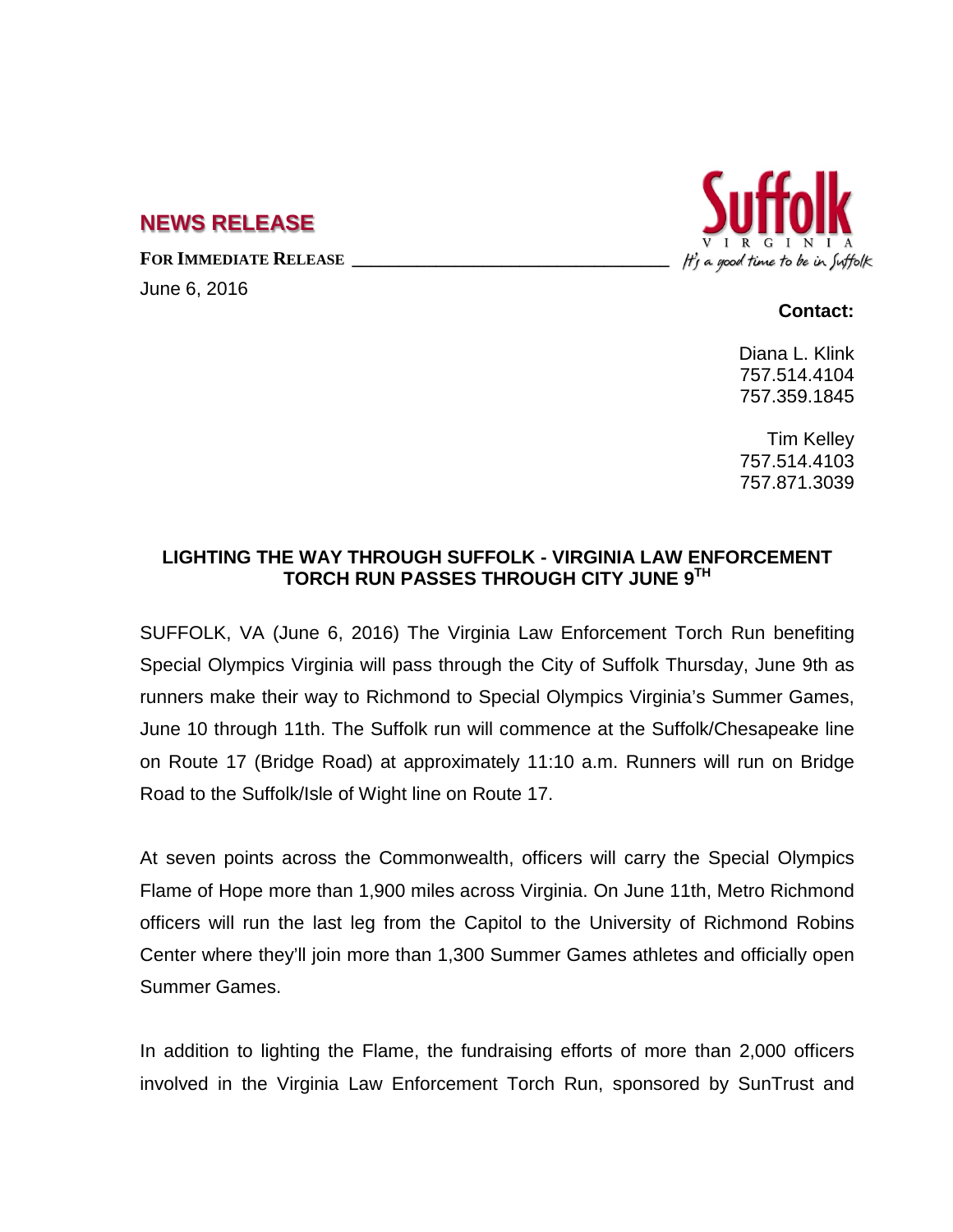## NEWS RELEASE

**FOR IMMEDIATE RELEASE**

June 6, 2016

Suffolk VIRGINIA It's a good time to be in Suffolk

**Contact:**

Diana L. Klink
757.514.4104
757.359.1845

Tim Kelley
757.514.4103
757.871.3039

### LIGHTING THE WAY THROUGH SUFFOLK - VIRGINIA LAW ENFORCEMENT TORCH RUN PASSES THROUGH CITY JUNE 9TH

SUFFOLK, VA (June 6, 2016) The Virginia Law Enforcement Torch Run benefiting Special Olympics Virginia will pass through the City of Suffolk Thursday, June 9th as runners make their way to Richmond to Special Olympics Virginia's Summer Games, June 10 through 11th. The Suffolk run will commence at the Suffolk/Chesapeake line on Route 17 (Bridge Road) at approximately 11:10 a.m. Runners will run on Bridge Road to the Suffolk/Isle of Wight line on Route 17.

At seven points across the Commonwealth, officers will carry the Special Olympics Flame of Hope more than 1,900 miles across Virginia. On June 11th, Metro Richmond officers will run the last leg from the Capitol to the University of Richmond Robins Center where they'll join more than 1,300 Summer Games athletes and officially open Summer Games.

In addition to lighting the Flame, the fundraising efforts of more than 2,000 officers involved in the Virginia Law Enforcement Torch Run, sponsored by SunTrust and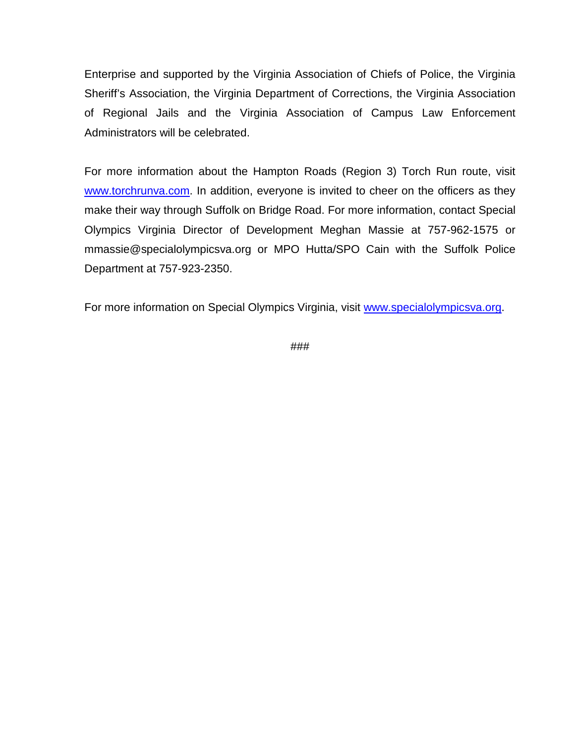Enterprise and supported by the Virginia Association of Chiefs of Police, the Virginia Sheriff's Association, the Virginia Department of Corrections, the Virginia Association of Regional Jails and the Virginia Association of Campus Law Enforcement Administrators will be celebrated.

For more information about the Hampton Roads (Region 3) Torch Run route, visit www.torchrunva.com. In addition, everyone is invited to cheer on the officers as they make their way through Suffolk on Bridge Road. For more information, contact Special Olympics Virginia Director of Development Meghan Massie at 757-962-1575 or mmassie@specialolympicsva.org or MPO Hutta/SPO Cain with the Suffolk Police Department at 757-923-2350.

For more information on Special Olympics Virginia, visit www.specialolympicsva.org.

###